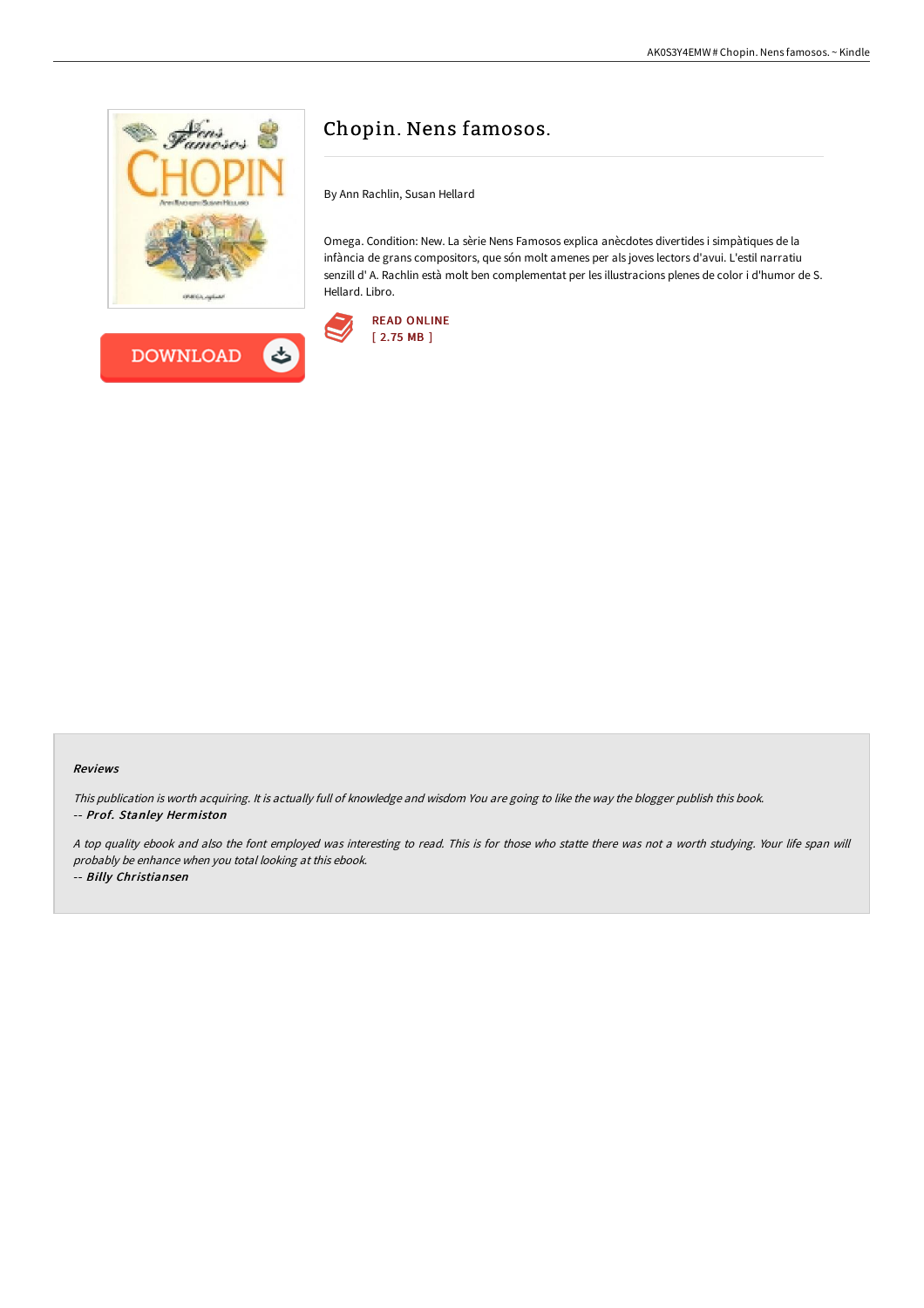# Chopin. Nens famosos.

By Ann Rachlin, Susan Hellard

Omega. Condition: New. La sèrie Nens Famosos explica anècdotes divertides i simpàtiques de la infància de grans compositors, que són molt amenes per als joves lectors d'avui. L'estil narratiu senzill d' A. Rachlin està molt ben complementat per les illustracions plenes de color i d'humor de S. Hellard. Libro.

READ ONLINE
[ 2.75 MB ]

DOWNLOAD

#### Reviews

*This publication is worth acquiring. It is actually full of knowledge and wisdom You are going to like the way the blogger publish this book.*
-- ***Prof. Stanley Hermiston***

*A top quality ebook and also the font employed was interesting to read. This is for those who statte there was not a worth studying. Your life span will probably be enhance when you total looking at this ebook.*
-- ***Billy Christiansen***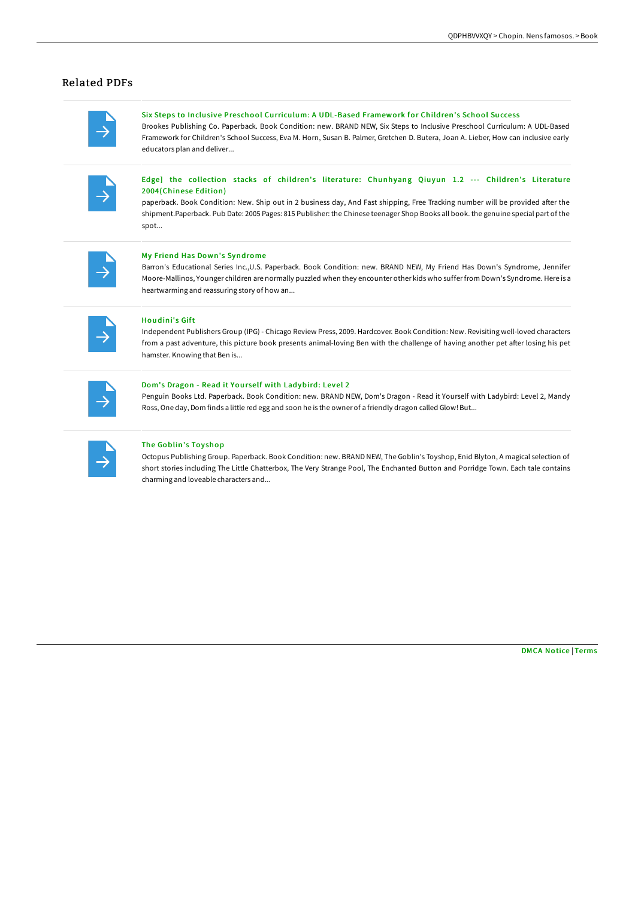## Related PDFs

### Six Steps to Inclusive Preschool Curriculum: A UDL-Based Framework for Children's School Success

Brookes Publishing Co. Paperback. Book Condition: new. BRAND NEW, Six Steps to Inclusive Preschool Curriculum: A UDL-Based Framework for Children's School Success, Eva M. Horn, Susan B. Palmer, Gretchen D. Butera, Joan A. Lieber, How can inclusive early educators plan and deliver...

### Edge] the collection stacks of children's literature: Chunhyang Qiuyun 1.2 --- Children's Literature 2004(Chinese Edition)

paperback. Book Condition: New. Ship out in 2 business day, And Fast shipping, Free Tracking number will be provided after the shipment.Paperback. Pub Date: 2005 Pages: 815 Publisher: the Chinese teenager Shop Books all book. the genuine special part of the spot...

### My Friend Has Down's Syndrome

Barron's Educational Series Inc.,U.S. Paperback. Book Condition: new. BRAND NEW, My Friend Has Down's Syndrome, Jennifer Moore-Mallinos, Younger children are normally puzzled when they encounter other kids who suffer from Down's Syndrome. Here is a heartwarming and reassuring story of how an...

### Houdini's Gift

Independent Publishers Group (IPG) - Chicago Review Press, 2009. Hardcover. Book Condition: New. Revisiting well-loved characters from a past adventure, this picture book presents animal-loving Ben with the challenge of having another pet after losing his pet hamster. Knowing that Ben is...

### Dom's Dragon - Read it Yourself with Ladybird: Level 2

Penguin Books Ltd. Paperback. Book Condition: new. BRAND NEW, Dom's Dragon - Read it Yourself with Ladybird: Level 2, Mandy Ross, One day, Dom finds a little red egg and soon he is the owner of a friendly dragon called Glow! But...

### The Goblin's Toyshop

Octopus Publishing Group. Paperback. Book Condition: new. BRAND NEW, The Goblin's Toyshop, Enid Blyton, A magical selection of short stories including The Little Chatterbox, The Very Strange Pool, The Enchanted Button and Porridge Town. Each tale contains charming and loveable characters and...